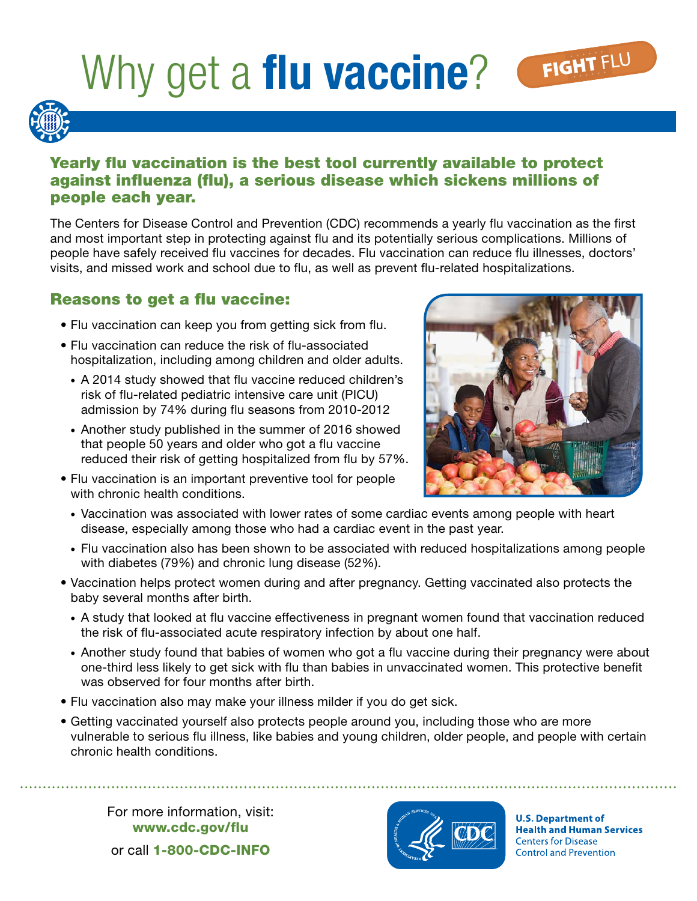# Why get a **flu vaccine**?

FIGHT FLU

## Yearly flu vaccination is the best tool currently available to protect against influenza (flu), a serious disease which sickens millions of people each year.

The Centers for Disease Control and Prevention (CDC) recommends a yearly flu vaccination as the first and most important step in protecting against flu and its potentially serious complications. Millions of people have safely received flu vaccines for decades. Flu vaccination can reduce flu illnesses, doctors' visits, and missed work and school due to flu, as well as prevent flu-related hospitalizations.

## Reasons to get a flu vaccine:

- Flu vaccination can keep you from getting sick from flu.
- Flu vaccination can reduce the risk of flu-associated hospitalization, including among children and older adults.
  - A 2014 study showed that flu vaccine reduced children's risk of flu-related pediatric intensive care unit (PICU) admission by 74% during flu seasons from 2010-2012
  - Another study published in the summer of 2016 showed that people 50 years and older who got a flu vaccine reduced their risk of getting hospitalized from flu by 57%.
- Flu vaccination is an important preventive tool for people with chronic health conditions.
  - Vaccination was associated with lower rates of some cardiac events among people with heart disease, especially among those who had a cardiac event in the past year.
  - Flu vaccination also has been shown to be associated with reduced hospitalizations among people with diabetes (79%) and chronic lung disease (52%).
- Vaccination helps protect women during and after pregnancy. Getting vaccinated also protects the baby several months after birth.
  - A study that looked at flu vaccine effectiveness in pregnant women found that vaccination reduced the risk of flu-associated acute respiratory infection by about one half.
  - Another study found that babies of women who got a flu vaccine during their pregnancy were about one-third less likely to get sick with flu than babies in unvaccinated women. This protective benefit was observed for four months after birth.
- Flu vaccination also may make your illness milder if you do get sick.
- Getting vaccinated yourself also protects people around you, including those who are more vulnerable to serious flu illness, like babies and young children, older people, and people with certain chronic health conditions.

For more information, visit:
**www.cdc.gov/flu**

or call **1-800-CDC-INFO**

**U.S. Department of Health and Human Services**
Centers for Disease Control and Prevention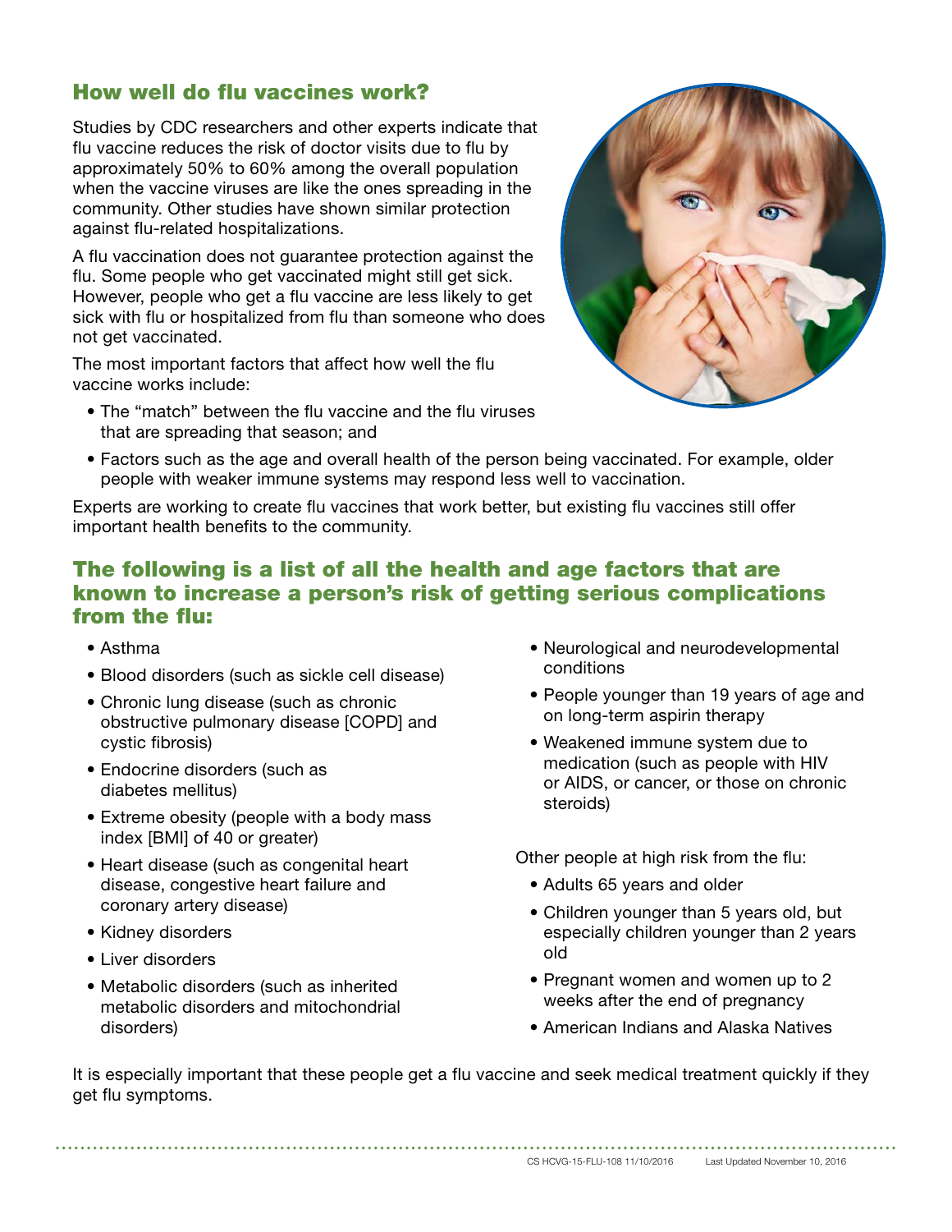## How well do flu vaccines work?

Studies by CDC researchers and other experts indicate that flu vaccine reduces the risk of doctor visits due to flu by approximately 50% to 60% among the overall population when the vaccine viruses are like the ones spreading in the community. Other studies have shown similar protection against flu-related hospitalizations.

A flu vaccination does not guarantee protection against the flu. Some people who get vaccinated might still get sick. However, people who get a flu vaccine are less likely to get sick with flu or hospitalized from flu than someone who does not get vaccinated.

The most important factors that affect how well the flu vaccine works include:

- The "match" between the flu vaccine and the flu viruses that are spreading that season; and
- Factors such as the age and overall health of the person being vaccinated. For example, older people with weaker immune systems may respond less well to vaccination.

Experts are working to create flu vaccines that work better, but existing flu vaccines still offer important health benefits to the community.

## The following is a list of all the health and age factors that are known to increase a person's risk of getting serious complications from the flu:

- Asthma
- Blood disorders (such as sickle cell disease)
- Chronic lung disease (such as chronic obstructive pulmonary disease [COPD] and cystic fibrosis)
- Endocrine disorders (such as diabetes mellitus)
- Extreme obesity (people with a body mass index [BMI] of 40 or greater)
- Heart disease (such as congenital heart disease, congestive heart failure and coronary artery disease)
- Kidney disorders
- Liver disorders
- Metabolic disorders (such as inherited metabolic disorders and mitochondrial disorders)
- Neurological and neurodevelopmental conditions
- People younger than 19 years of age and on long-term aspirin therapy
- Weakened immune system due to medication (such as people with HIV or AIDS, or cancer, or those on chronic steroids)

Other people at high risk from the flu:

- Adults 65 years and older
- Children younger than 5 years old, but especially children younger than 2 years old
- Pregnant women and women up to 2 weeks after the end of pregnancy
- American Indians and Alaska Natives

It is especially important that these people get a flu vaccine and seek medical treatment quickly if they get flu symptoms.

CS HCVG-15-FLU-108 11/10/2016 Last Updated November 10, 2016